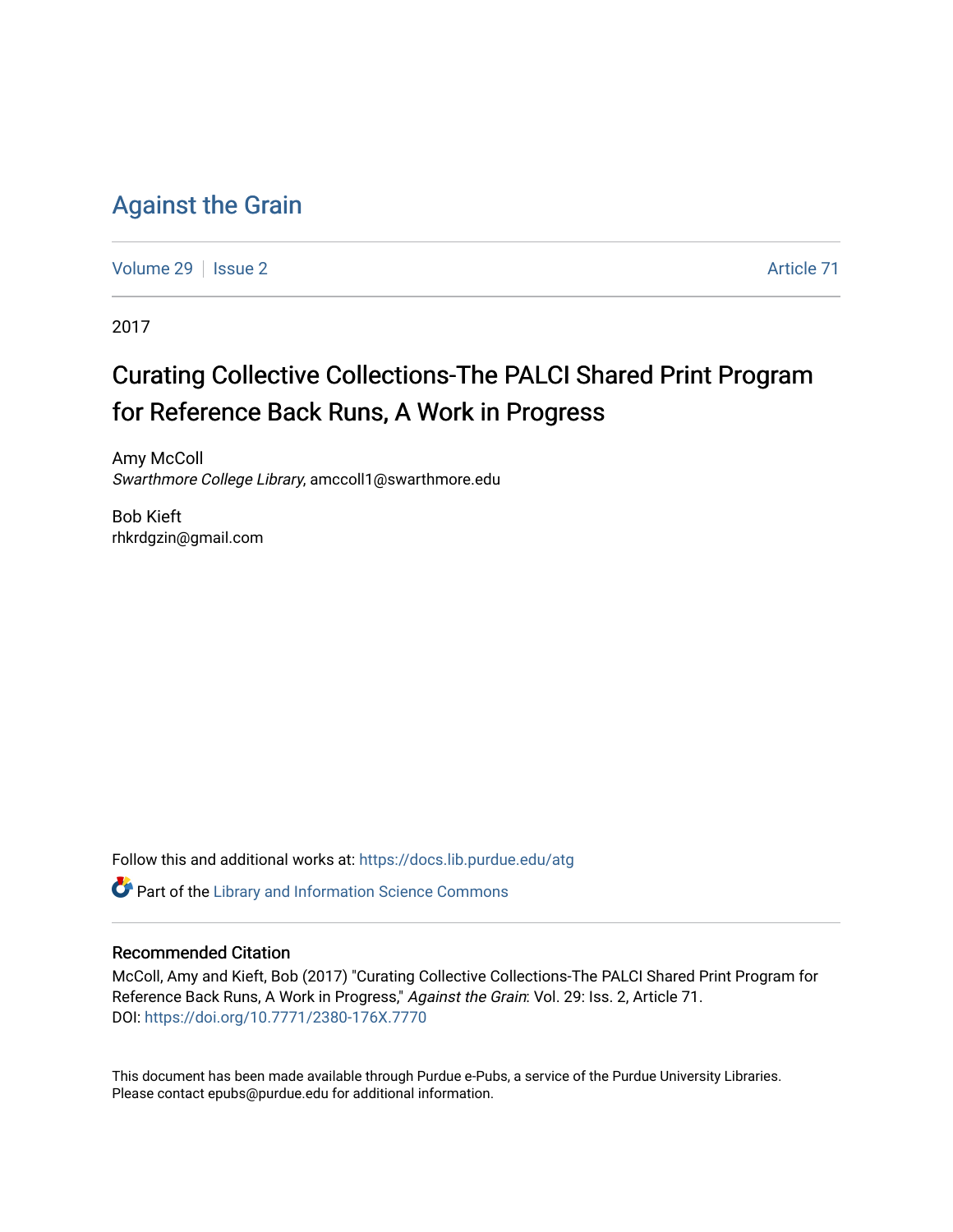# Against the Grain

Volume 29 | Issue 2 | Article 71

2017

## Curating Collective Collections-The PALCI Shared Print Program for Reference Back Runs, A Work in Progress

Amy McColl
*Swarthmore College Library*, amccoll1@swarthmore.edu

Bob Kieft
rhkrdgzin@gmail.com

Follow this and additional works at: https://docs.lib.purdue.edu/atg

Part of the Library and Information Science Commons

### Recommended Citation

McColl, Amy and Kieft, Bob (2017) "Curating Collective Collections-The PALCI Shared Print Program for Reference Back Runs, A Work in Progress," *Against the Grain*: Vol. 29: Iss. 2, Article 71.
DOI: https://doi.org/10.7771/2380-176X.7770

This document has been made available through Purdue e-Pubs, a service of the Purdue University Libraries. Please contact epubs@purdue.edu for additional information.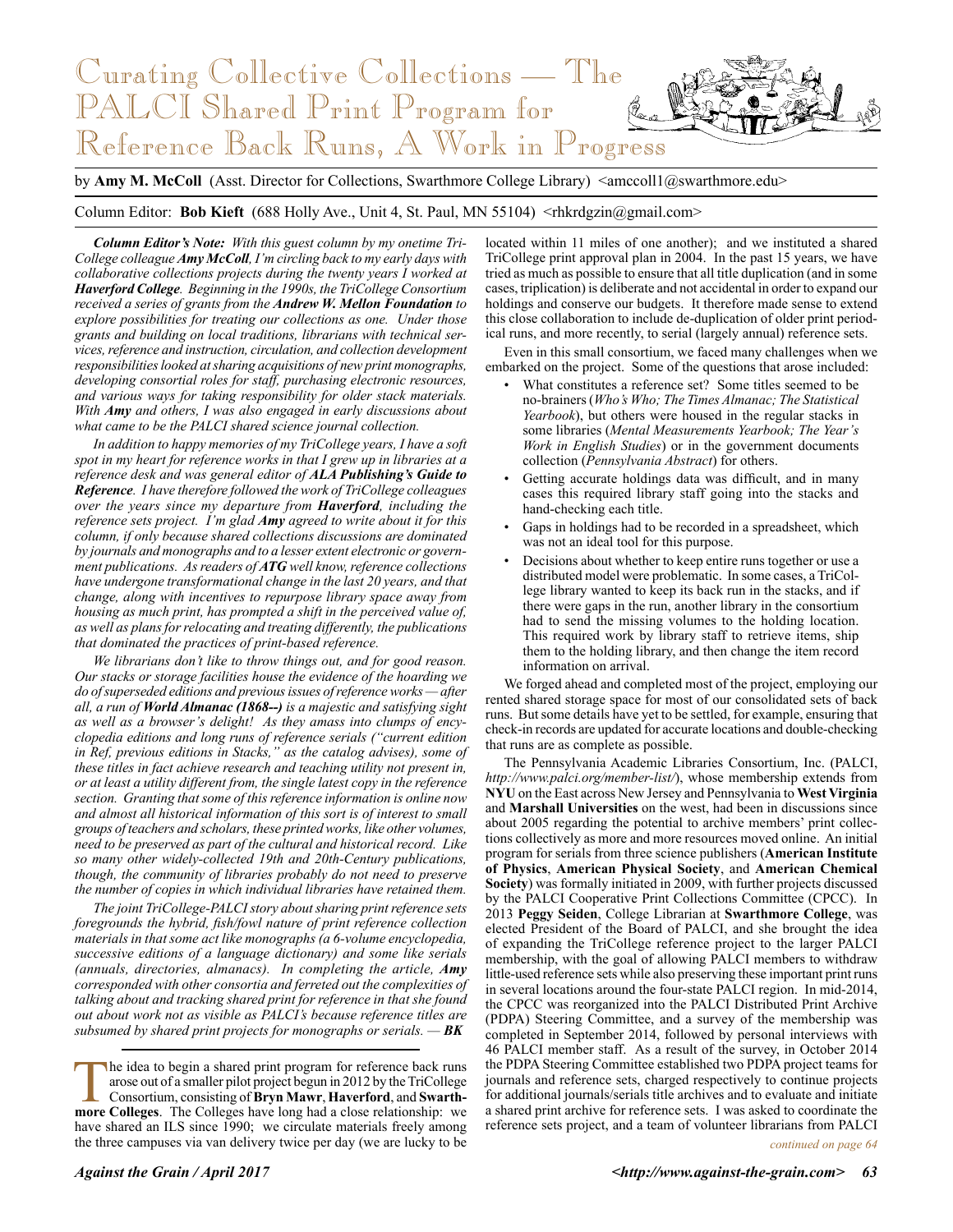# Curating Collective Collections — The PALCI Shared Print Program for Reference Back Runs, A Work in Progress

by **Amy M. McColl** (Asst. Director for Collections, Swarthmore College Library) <amccoll1@swarthmore.edu>

Column Editor: **Bob Kieft** (688 Holly Ave., Unit 4, St. Paul, MN 55104) <rhkrdgzin@gmail.com>

***Column Editor's Note:** With this guest column by my onetime TriCollege colleague **Amy McColl**, I'm circling back to my early days with collaborative collections projects during the twenty years I worked at **Haverford College**. Beginning in the 1990s, the TriCollege Consortium received a series of grants from the **Andrew W. Mellon Foundation** to explore possibilities for treating our collections as one. Under those grants and building on local traditions, librarians with technical services, reference and instruction, circulation, and collection development responsibilities looked at sharing acquisitions of new print monographs, developing consortial roles for staff, purchasing electronic resources, and various ways for taking responsibility for older stack materials. With **Amy** and others, I was also engaged in early discussions about what came to be the PALCI shared science journal collection.*

*In addition to happy memories of my TriCollege years, I have a soft spot in my heart for reference works in that I grew up in libraries at a reference desk and was general editor of **ALA Publishing's Guide to Reference**. I have therefore followed the work of TriCollege colleagues over the years since my departure from **Haverford**, including the reference sets project. I'm glad **Amy** agreed to write about it for this column, if only because shared collections discussions are dominated by journals and monographs and to a lesser extent electronic or government publications. As readers of **ATG** well know, reference collections have undergone transformational change in the last 20 years, and that change, along with incentives to repurpose library space away from housing as much print, has prompted a shift in the perceived value of, as well as plans for relocating and treating differently, the publications that dominated the practices of print-based reference.*

*We librarians don't like to throw things out, and for good reason. Our stacks or storage facilities house the evidence of the hoarding we do of superseded editions and previous issues of reference works — after all, a run of **World Almanac (1868--)** is a majestic and satisfying sight as well as a browser's delight! As they amass into clumps of encyclopedia editions and long runs of reference serials ("current edition in Ref, previous editions in Stacks," as the catalog advises), some of these titles in fact achieve research and teaching utility not present in, or at least a utility different from, the single latest copy in the reference section. Granting that some of this reference information is online now and almost all historical information of this sort is of interest to small groups of teachers and scholars, these printed works, like other volumes, need to be preserved as part of the cultural and historical record. Like so many other widely-collected 19th and 20th-Century publications, though, the community of libraries probably do not need to preserve the number of copies in which individual libraries have retained them.*

*The joint TriCollege-PALCI story about sharing print reference sets foregrounds the hybrid, fish/fowl nature of print reference collection materials in that some act like monographs (a 6-volume encyclopedia, successive editions of a language dictionary) and some like serials (annuals, directories, almanacs). In completing the article, **Amy** corresponded with other consortia and ferreted out the complexities of talking about and tracking shared print for reference in that she found out about work not as visible as PALCI's because reference titles are subsumed by shared print projects for monographs or serials. — **BK***

The idea to begin a shared print program for reference back runs arose out of a smaller pilot project begun in 2012 by the TriCollege Consortium, consisting of **Bryn Mawr**, **Haverford**, and **Swarthmore Colleges**. The Colleges have long had a close relationship: we have shared an ILS since 1990; we circulate materials freely among the three campuses via van delivery twice per day (we are lucky to be located within 11 miles of one another); and we instituted a shared TriCollege print approval plan in 2004. In the past 15 years, we have tried as much as possible to ensure that all title duplication (and in some cases, triplication) is deliberate and not accidental in order to expand our holdings and conserve our budgets. It therefore made sense to extend this close collaboration to include de-duplication of older print periodical runs, and more recently, to serial (largely annual) reference sets.

Even in this small consortium, we faced many challenges when we embarked on the project. Some of the questions that arose included:

- What constitutes a reference set? Some titles seemed to be no-brainers (*Who's Who; The Times Almanac; The Statistical Yearbook*), but others were housed in the regular stacks in some libraries (*Mental Measurements Yearbook; The Year's Work in English Studies*) or in the government documents collection (*Pennsylvania Abstract*) for others.
- Getting accurate holdings data was difficult, and in many cases this required library staff going into the stacks and hand-checking each title.
- Gaps in holdings had to be recorded in a spreadsheet, which was not an ideal tool for this purpose.
- Decisions about whether to keep entire runs together or use a distributed model were problematic. In some cases, a TriCollege library wanted to keep its back run in the stacks, and if there were gaps in the run, another library in the consortium had to send the missing volumes to the holding location. This required work by library staff to retrieve items, ship them to the holding library, and then change the item record information on arrival.

We forged ahead and completed most of the project, employing our rented shared storage space for most of our consolidated sets of back runs. But some details have yet to be settled, for example, ensuring that check-in records are updated for accurate locations and double-checking that runs are as complete as possible.

The Pennsylvania Academic Libraries Consortium, Inc. (PALCI, *http://www.palci.org/member-list/*), whose membership extends from **NYU** on the East across New Jersey and Pennsylvania to **West Virginia** and **Marshall Universities** on the west, had been in discussions since about 2005 regarding the potential to archive members' print collections collectively as more and more resources moved online. An initial program for serials from three science publishers (**American Institute of Physics**, **American Physical Society**, and **American Chemical Society**) was formally initiated in 2009, with further projects discussed by the PALCI Cooperative Print Collections Committee (CPCC). In 2013 **Peggy Seiden**, College Librarian at **Swarthmore College**, was elected President of the Board of PALCI, and she brought the idea of expanding the TriCollege reference project to the larger PALCI membership, with the goal of allowing PALCI members to withdraw little-used reference sets while also preserving these important print runs in several locations around the four-state PALCI region. In mid-2014, the CPCC was reorganized into the PALCI Distributed Print Archive (PDPA) Steering Committee, and a survey of the membership was completed in September 2014, followed by personal interviews with 46 PALCI member staff. As a result of the survey, in October 2014 the PDPA Steering Committee established two PDPA project teams for journals and reference sets, charged respectively to continue projects for additional journals/serials title archives and to evaluate and initiate a shared print archive for reference sets. I was asked to coordinate the reference sets project, and a team of volunteer librarians from PALCI

*continued on page 64*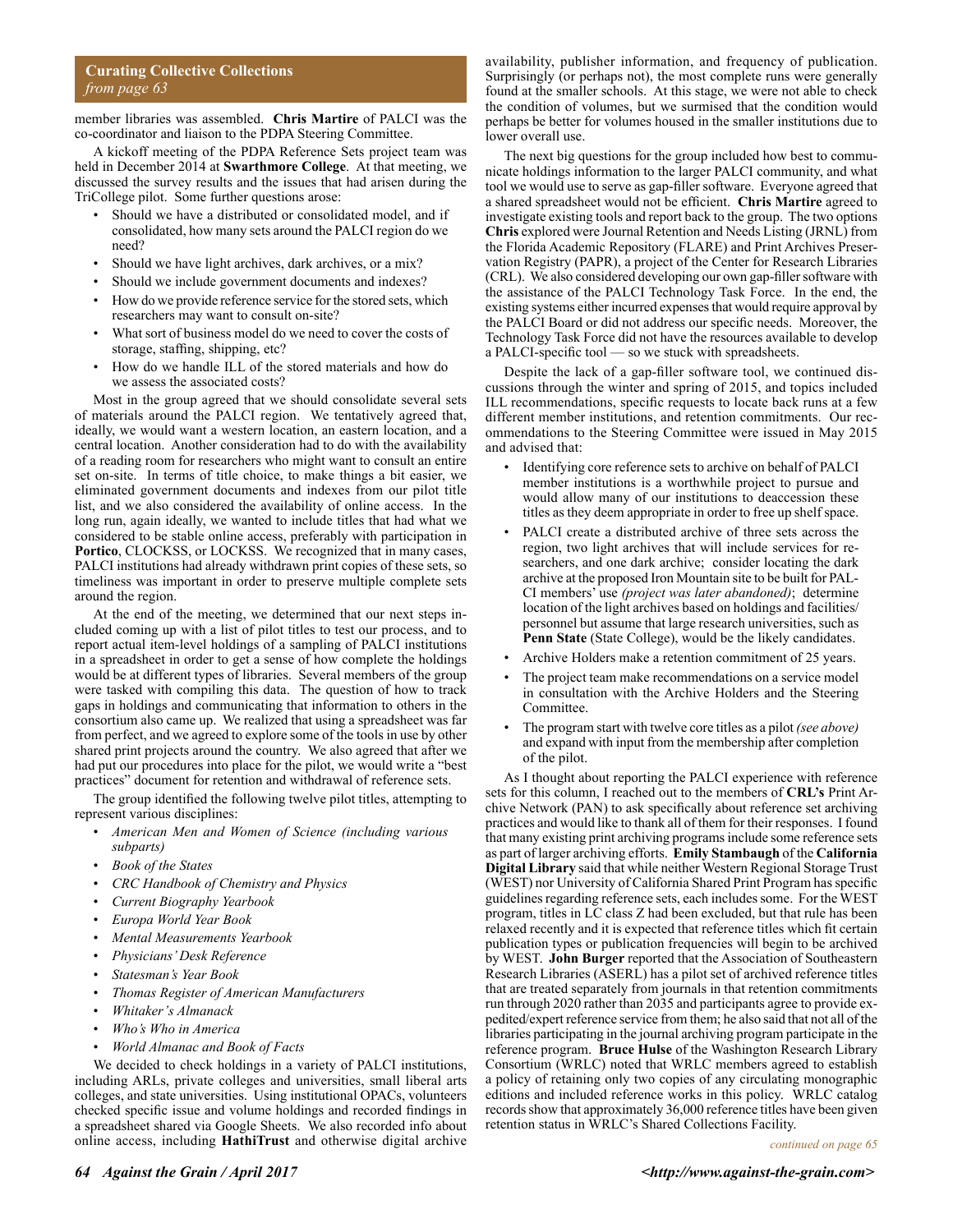**Curating Collective Collections**
*from page 63*

member libraries was assembled. **Chris Martire** of PALCI was the co-coordinator and liaison to the PDPA Steering Committee.

A kickoff meeting of the PDPA Reference Sets project team was held in December 2014 at **Swarthmore College**. At that meeting, we discussed the survey results and the issues that had arisen during the TriCollege pilot. Some further questions arose:

- Should we have a distributed or consolidated model, and if consolidated, how many sets around the PALCI region do we need?
- Should we have light archives, dark archives, or a mix?
- Should we include government documents and indexes?
- How do we provide reference service for the stored sets, which researchers may want to consult on-site?
- What sort of business model do we need to cover the costs of storage, staffing, shipping, etc?
- How do we handle ILL of the stored materials and how do we assess the associated costs?

Most in the group agreed that we should consolidate several sets of materials around the PALCI region. We tentatively agreed that, ideally, we would want a western location, an eastern location, and a central location. Another consideration had to do with the availability of a reading room for researchers who might want to consult an entire set on-site. In terms of title choice, to make things a bit easier, we eliminated government documents and indexes from our pilot title list, and we also considered the availability of online access. In the long run, again ideally, we wanted to include titles that had what we considered to be stable online access, preferably with participation in **Portico**, CLOCKSS, or LOCKSS. We recognized that in many cases, PALCI institutions had already withdrawn print copies of these sets, so timeliness was important in order to preserve multiple complete sets around the region.

At the end of the meeting, we determined that our next steps included coming up with a list of pilot titles to test our process, and to report actual item-level holdings of a sampling of PALCI institutions in a spreadsheet in order to get a sense of how complete the holdings would be at different types of libraries. Several members of the group were tasked with compiling this data. The question of how to track gaps in holdings and communicating that information to others in the consortium also came up. We realized that using a spreadsheet was far from perfect, and we agreed to explore some of the tools in use by other shared print projects around the country. We also agreed that after we had put our procedures into place for the pilot, we would write a "best practices" document for retention and withdrawal of reference sets.

The group identified the following twelve pilot titles, attempting to represent various disciplines:

- *American Men and Women of Science (including various subparts)*
- *Book of the States*
- *CRC Handbook of Chemistry and Physics*
- *Current Biography Yearbook*
- *Europa World Year Book*
- *Mental Measurements Yearbook*
- *Physicians' Desk Reference*
- *Statesman's Year Book*
- *Thomas Register of American Manufacturers*
- *Whitaker's Almanack*
- *Who's Who in America*
- *World Almanac and Book of Facts*

We decided to check holdings in a variety of PALCI institutions, including ARLs, private colleges and universities, small liberal arts colleges, and state universities. Using institutional OPACs, volunteers checked specific issue and volume holdings and recorded findings in a spreadsheet shared via Google Sheets. We also recorded info about online access, including **HathiTrust** and otherwise digital archive availability, publisher information, and frequency of publication. Surprisingly (or perhaps not), the most complete runs were generally found at the smaller schools. At this stage, we were not able to check the condition of volumes, but we surmised that the condition would perhaps be better for volumes housed in the smaller institutions due to lower overall use.

The next big questions for the group included how best to communicate holdings information to the larger PALCI community, and what tool we would use to serve as gap-filler software. Everyone agreed that a shared spreadsheet would not be efficient. **Chris Martire** agreed to investigate existing tools and report back to the group. The two options **Chris** explored were Journal Retention and Needs Listing (JRNL) from the Florida Academic Repository (FLARE) and Print Archives Preservation Registry (PAPR), a project of the Center for Research Libraries (CRL). We also considered developing our own gap-filler software with the assistance of the PALCI Technology Task Force. In the end, the existing systems either incurred expenses that would require approval by the PALCI Board or did not address our specific needs. Moreover, the Technology Task Force did not have the resources available to develop a PALCI-specific tool — so we stuck with spreadsheets.

Despite the lack of a gap-filler software tool, we continued discussions through the winter and spring of 2015, and topics included ILL recommendations, specific requests to locate back runs at a few different member institutions, and retention commitments. Our recommendations to the Steering Committee were issued in May 2015 and advised that:

- Identifying core reference sets to archive on behalf of PALCI member institutions is a worthwhile project to pursue and would allow many of our institutions to deaccession these titles as they deem appropriate in order to free up shelf space.
- PALCI create a distributed archive of three sets across the region, two light archives that will include services for researchers, and one dark archive; consider locating the dark archive at the proposed Iron Mountain site to be built for PALCI members' use *(project was later abandoned)*; determine location of the light archives based on holdings and facilities/personnel but assume that large research universities, such as **Penn State** (State College), would be the likely candidates.
- Archive Holders make a retention commitment of 25 years.
- The project team make recommendations on a service model in consultation with the Archive Holders and the Steering Committee.
- The program start with twelve core titles as a pilot *(see above)* and expand with input from the membership after completion of the pilot.

As I thought about reporting the PALCI experience with reference sets for this column, I reached out to the members of **CRL's** Print Archive Network (PAN) to ask specifically about reference set archiving practices and would like to thank all of them for their responses. I found that many existing print archiving programs include some reference sets as part of larger archiving efforts. **Emily Stambaugh** of the **California Digital Library** said that while neither Western Regional Storage Trust (WEST) nor University of California Shared Print Program has specific guidelines regarding reference sets, each includes some. For the WEST program, titles in LC class Z had been excluded, but that rule has been relaxed recently and it is expected that reference titles which fit certain publication types or publication frequencies will begin to be archived by WEST. **John Burger** reported that the Association of Southeastern Research Libraries (ASERL) has a pilot set of archived reference titles that are treated separately from journals in that retention commitments run through 2020 rather than 2035 and participants agree to provide expedited/expert reference service from them; he also said that not all of the libraries participating in the journal archiving program participate in the reference program. **Bruce Hulse** of the Washington Research Library Consortium (WRLC) noted that WRLC members agreed to establish a policy of retaining only two copies of any circulating monographic editions and included reference works in this policy. WRLC catalog records show that approximately 36,000 reference titles have been given retention status in WRLC's Shared Collections Facility.

*continued on page 65*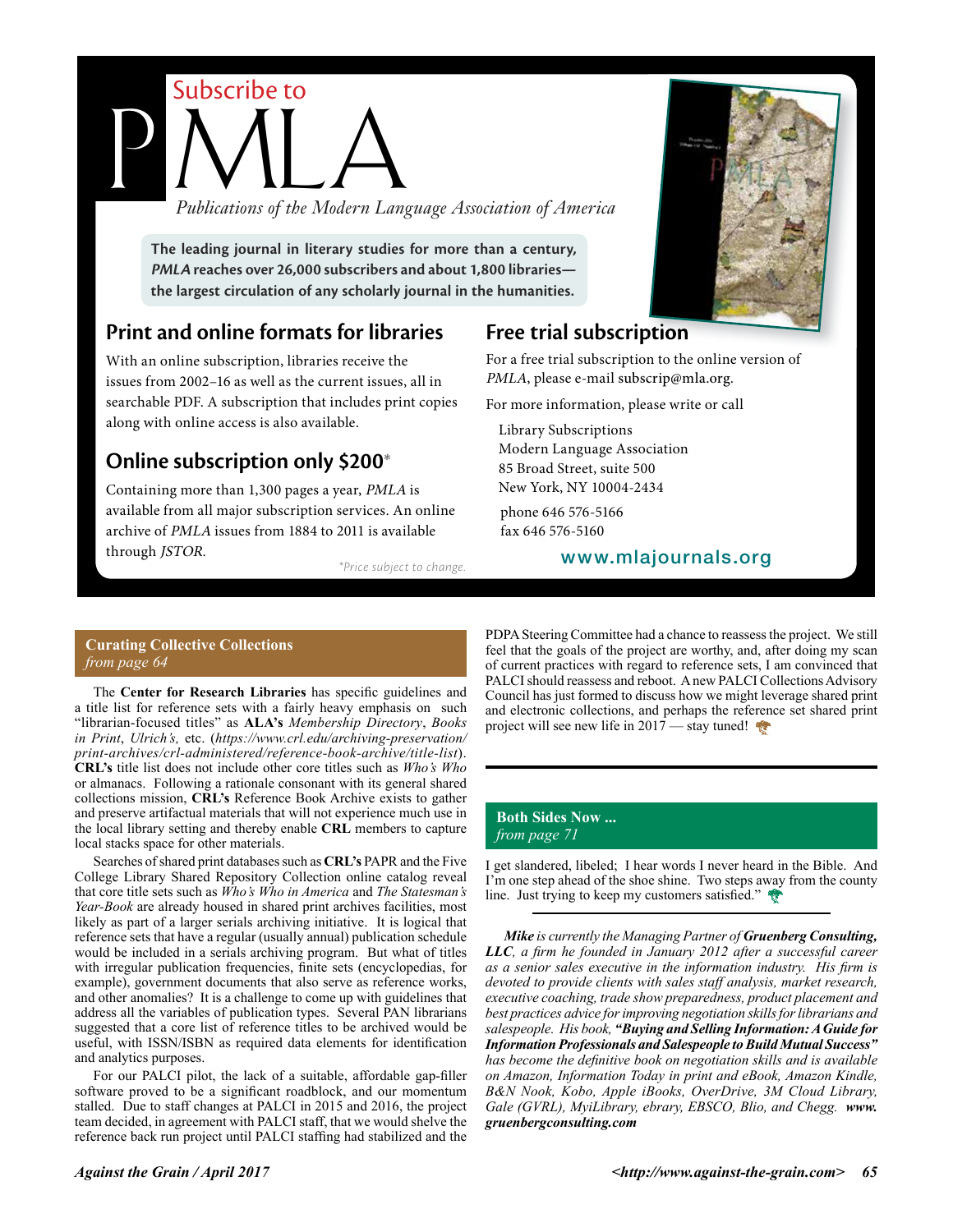# Subscribe to PMLA

*Publications of the Modern Language Association of America*

**The leading journal in literary studies for more than a century, *PMLA* reaches over 26,000 subscribers and about 1,800 libraries—the largest circulation of any scholarly journal in the humanities.**

## Print and online formats for libraries

With an online subscription, libraries receive the issues from 2002–16 as well as the current issues, all in searchable PDF. A subscription that includes print copies along with online access is also available.

## Online subscription only $200*

Containing more than 1,300 pages a year, *PMLA* is available from all major subscription services. An online archive of *PMLA* issues from 1884 to 2011 is available through *JSTOR*.

*\*Price subject to change.*

## Free trial subscription

For a free trial subscription to the online version of *PMLA*, please e-mail subscrip@mla.org.

For more information, please write or call

Library Subscriptions
Modern Language Association
85 Broad Street, suite 500
New York, NY 10004-2434

phone 646 576-5166
fax 646 576-5160

www.mlajournals.org

---

**Curating Collective Collections**
*from page 64*

The **Center for Research Libraries** has specific guidelines and a title list for reference sets with a fairly heavy emphasis on such "librarian-focused titles" as **ALA's** *Membership Directory*, *Books in Print*, *Ulrich's,* etc. (*https://www.crl.edu/archiving-preservation/print-archives/crl-administered/reference-book-archive/title-list*). **CRL's** title list does not include other core titles such as *Who's Who* or almanacs. Following a rationale consonant with its general shared collections mission, **CRL's** Reference Book Archive exists to gather and preserve artifactual materials that will not experience much use in the local library setting and thereby enable **CRL** members to capture local stacks space for other materials.

Searches of shared print databases such as **CRL's** PAPR and the Five College Library Shared Repository Collection online catalog reveal that core title sets such as *Who's Who in America* and *The Statesman's Year-Book* are already housed in shared print archives facilities, most likely as part of a larger serials archiving initiative. It is logical that reference sets that have a regular (usually annual) publication schedule would be included in a serials archiving program. But what of titles with irregular publication frequencies, finite sets (encyclopedias, for example), government documents that also serve as reference works, and other anomalies? It is a challenge to come up with guidelines that address all the variables of publication types. Several PAN librarians suggested that a core list of reference titles to be archived would be useful, with ISSN/ISBN as required data elements for identification and analytics purposes.

For our PALCI pilot, the lack of a suitable, affordable gap-filler software proved to be a significant roadblock, and our momentum stalled. Due to staff changes at PALCI in 2015 and 2016, the project team decided, in agreement with PALCI staff, that we would shelve the reference back run project until PALCI staffing had stabilized and the PDPA Steering Committee had a chance to reassess the project. We still feel that the goals of the project are worthy, and, after doing my scan of current practices with regard to reference sets, I am convinced that PALCI should reassess and reboot. A new PALCI Collections Advisory Council has just formed to discuss how we might leverage shared print and electronic collections, and perhaps the reference set shared print project will see new life in 2017 — stay tuned!

---

**Both Sides Now ...**
*from page 71*

I get slandered, libeled; I hear words I never heard in the Bible. And I'm one step ahead of the shoe shine. Two steps away from the county line. Just trying to keep my customers satisfied."

***Mike** is currently the Managing Partner of **Gruenberg Consulting, LLC**, a firm he founded in January 2012 after a successful career as a senior sales executive in the information industry. His firm is devoted to provide clients with sales staff analysis, market research, executive coaching, trade show preparedness, product placement and best practices advice for improving negotiation skills for librarians and salespeople. His book, **"Buying and Selling Information: A Guide for Information Professionals and Salespeople to Build Mutual Success"** has become the definitive book on negotiation skills and is available on Amazon, Information Today in print and eBook, Amazon Kindle, B&N Nook, Kobo, Apple iBooks, OverDrive, 3M Cloud Library, Gale (GVRL), MyiLibrary, ebrary, EBSCO, Blio, and Chegg. **www.gruenbergconsulting.com***